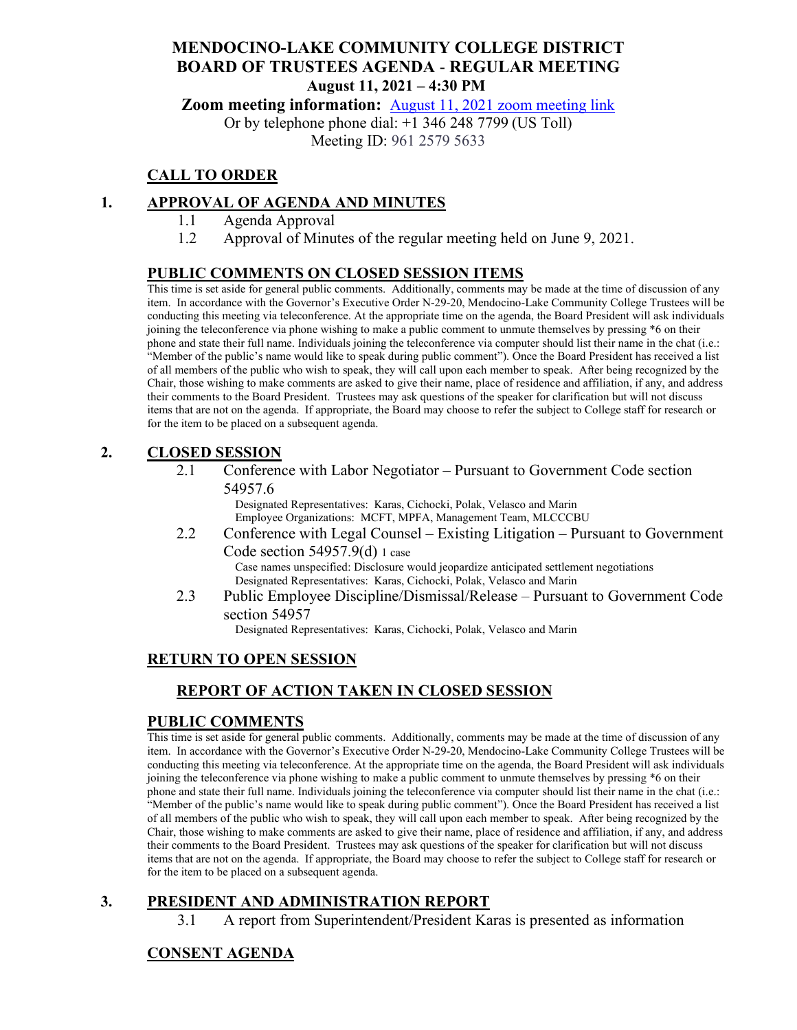# MENDOCINO-LAKE COMMUNITY COLLEGE DISTRICT
# BOARD OF TRUSTEES AGENDA - REGULAR MEETING

**August 11, 2021 – 4:30 PM**

**Zoom meeting information:** August 11, 2021 zoom meeting link

Or by telephone phone dial: +1 346 248 7799 (US Toll)

Meeting ID: 961 2579 5633

## CALL TO ORDER

## 1. APPROVAL OF AGENDA AND MINUTES

1.1 Agenda Approval

1.2 Approval of Minutes of the regular meeting held on June 9, 2021.

## PUBLIC COMMENTS ON CLOSED SESSION ITEMS

This time is set aside for general public comments. Additionally, comments may be made at the time of discussion of any item. In accordance with the Governor's Executive Order N-29-20, Mendocino-Lake Community College Trustees will be conducting this meeting via teleconference. At the appropriate time on the agenda, the Board President will ask individuals joining the teleconference via phone wishing to make a public comment to unmute themselves by pressing *6 on their phone and state their full name. Individuals joining the teleconference via computer should list their name in the chat (i.e.: "Member of the public's name would like to speak during public comment"). Once the Board President has received a list of all members of the public who wish to speak, they will call upon each member to speak. After being recognized by the Chair, those wishing to make comments are asked to give their name, place of residence and affiliation, if any, and address their comments to the Board President. Trustees may ask questions of the speaker for clarification but will not discuss items that are not on the agenda. If appropriate, the Board may choose to refer the subject to College staff for research or for the item to be placed on a subsequent agenda.

## 2. CLOSED SESSION

2.1 Conference with Labor Negotiator – Pursuant to Government Code section 54957.6

Designated Representatives: Karas, Cichocki, Polak, Velasco and Marin
Employee Organizations: MCFT, MPFA, Management Team, MLCCCBU

2.2 Conference with Legal Counsel – Existing Litigation – Pursuant to Government Code section 54957.9(d) 1 case

Case names unspecified: Disclosure would jeopardize anticipated settlement negotiations
Designated Representatives: Karas, Cichocki, Polak, Velasco and Marin

2.3 Public Employee Discipline/Dismissal/Release – Pursuant to Government Code section 54957

Designated Representatives: Karas, Cichocki, Polak, Velasco and Marin

## RETURN TO OPEN SESSION

### REPORT OF ACTION TAKEN IN CLOSED SESSION

## PUBLIC COMMENTS

This time is set aside for general public comments. Additionally, comments may be made at the time of discussion of any item. In accordance with the Governor's Executive Order N-29-20, Mendocino-Lake Community College Trustees will be conducting this meeting via teleconference. At the appropriate time on the agenda, the Board President will ask individuals joining the teleconference via phone wishing to make a public comment to unmute themselves by pressing *6 on their phone and state their full name. Individuals joining the teleconference via computer should list their name in the chat (i.e.: "Member of the public's name would like to speak during public comment"). Once the Board President has received a list of all members of the public who wish to speak, they will call upon each member to speak. After being recognized by the Chair, those wishing to make comments are asked to give their name, place of residence and affiliation, if any, and address their comments to the Board President. Trustees may ask questions of the speaker for clarification but will not discuss items that are not on the agenda. If appropriate, the Board may choose to refer the subject to College staff for research or for the item to be placed on a subsequent agenda.

## 3. PRESIDENT AND ADMINISTRATION REPORT

3.1 A report from Superintendent/President Karas is presented as information

## CONSENT AGENDA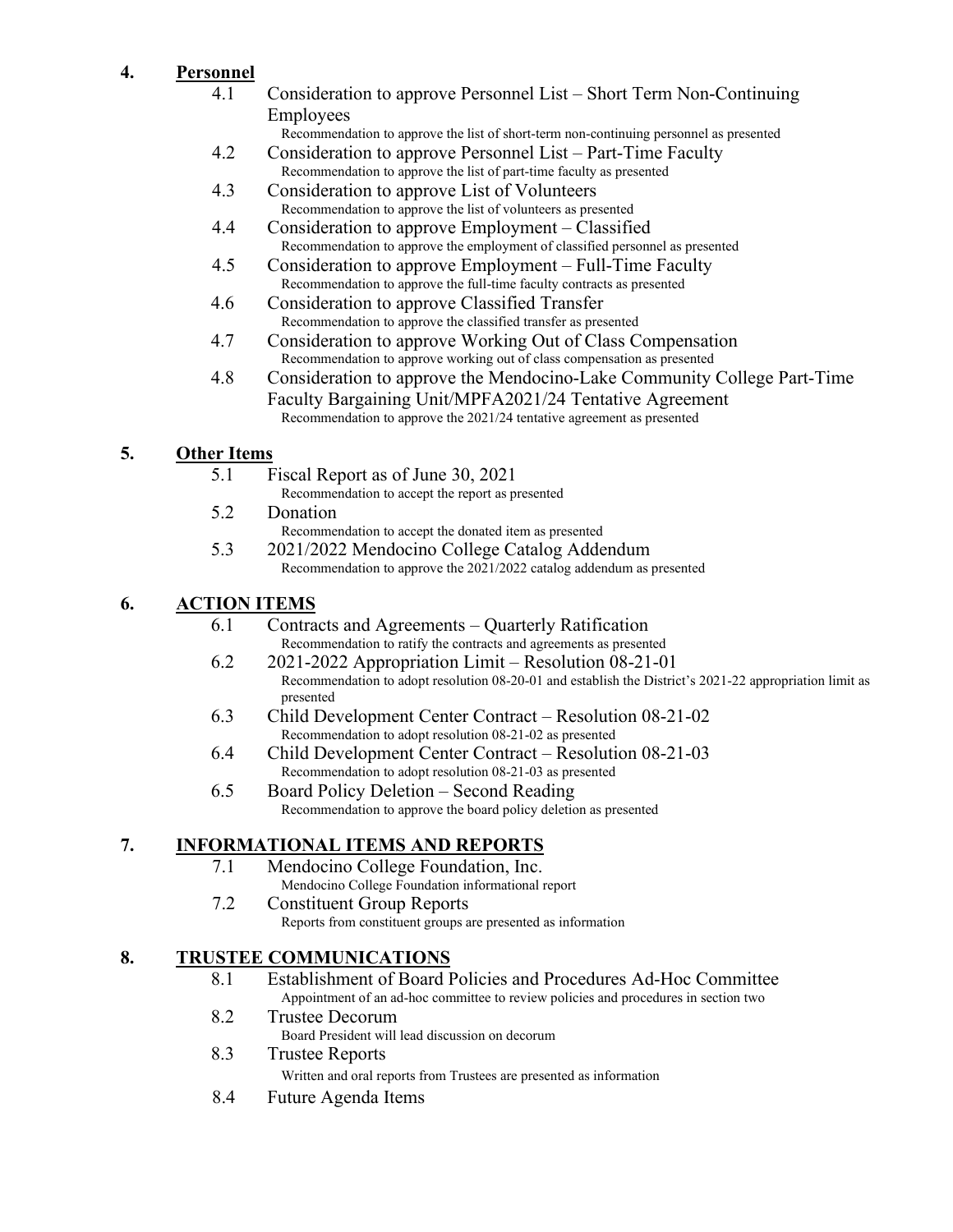## 4. Personnel

4.1 Consideration to approve Personnel List – Short Term Non-Continuing Employees
Recommendation to approve the list of short-term non-continuing personnel as presented

4.2 Consideration to approve Personnel List – Part-Time Faculty
Recommendation to approve the list of part-time faculty as presented

4.3 Consideration to approve List of Volunteers
Recommendation to approve the list of volunteers as presented

4.4 Consideration to approve Employment – Classified
Recommendation to approve the employment of classified personnel as presented

4.5 Consideration to approve Employment – Full-Time Faculty
Recommendation to approve the full-time faculty contracts as presented

4.6 Consideration to approve Classified Transfer
Recommendation to approve the classified transfer as presented

4.7 Consideration to approve Working Out of Class Compensation
Recommendation to approve working out of class compensation as presented

4.8 Consideration to approve the Mendocino-Lake Community College Part-Time Faculty Bargaining Unit/MPFA2021/24 Tentative Agreement
Recommendation to approve the 2021/24 tentative agreement as presented

## 5. Other Items

5.1 Fiscal Report as of June 30, 2021
Recommendation to accept the report as presented

5.2 Donation
Recommendation to accept the donated item as presented

5.3 2021/2022 Mendocino College Catalog Addendum
Recommendation to approve the 2021/2022 catalog addendum as presented

## 6. ACTION ITEMS

6.1 Contracts and Agreements – Quarterly Ratification
Recommendation to ratify the contracts and agreements as presented

6.2 2021-2022 Appropriation Limit – Resolution 08-21-01
Recommendation to adopt resolution 08-20-01 and establish the District's 2021-22 appropriation limit as presented

6.3 Child Development Center Contract – Resolution 08-21-02
Recommendation to adopt resolution 08-21-02 as presented

6.4 Child Development Center Contract – Resolution 08-21-03
Recommendation to adopt resolution 08-21-03 as presented

6.5 Board Policy Deletion – Second Reading
Recommendation to approve the board policy deletion as presented

## 7. INFORMATIONAL ITEMS AND REPORTS

7.1 Mendocino College Foundation, Inc.
Mendocino College Foundation informational report

7.2 Constituent Group Reports
Reports from constituent groups are presented as information

## 8. TRUSTEE COMMUNICATIONS

8.1 Establishment of Board Policies and Procedures Ad-Hoc Committee
Appointment of an ad-hoc committee to review policies and procedures in section two

8.2 Trustee Decorum
Board President will lead discussion on decorum

8.3 Trustee Reports
Written and oral reports from Trustees are presented as information

8.4 Future Agenda Items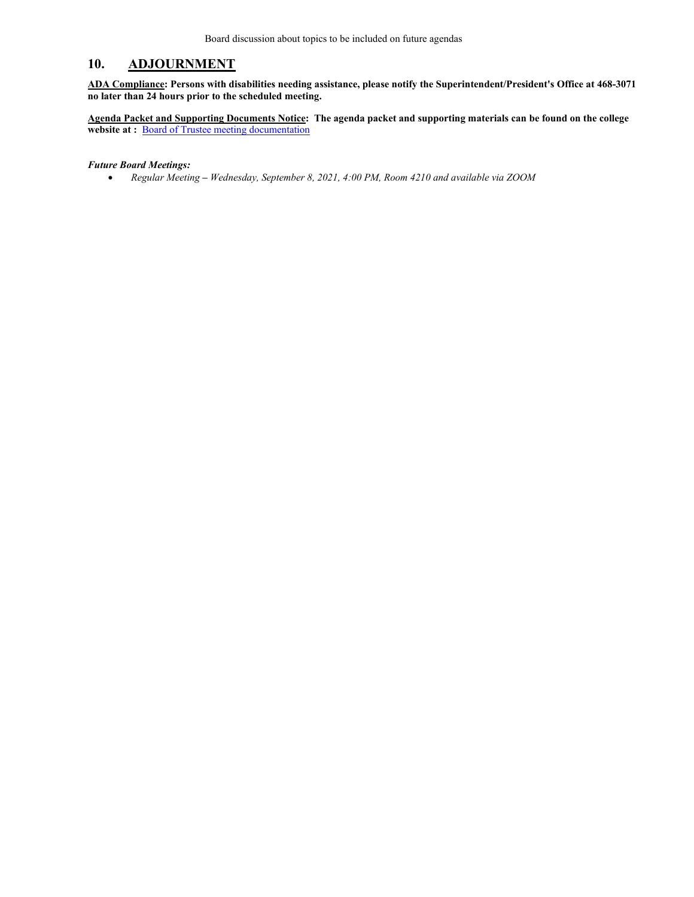Board discussion about topics to be included on future agendas

## 10. ADJOURNMENT

**ADA Compliance: Persons with disabilities needing assistance, please notify the Superintendent/President's Office at 468-3071 no later than 24 hours prior to the scheduled meeting.**

**Agenda Packet and Supporting Documents Notice: The agenda packet and supporting materials can be found on the college website at :** [Board of Trustee meeting documentation]

***Future Board Meetings:***

- *Regular Meeting – Wednesday, September 8, 2021, 4:00 PM, Room 4210 and available via ZOOM*